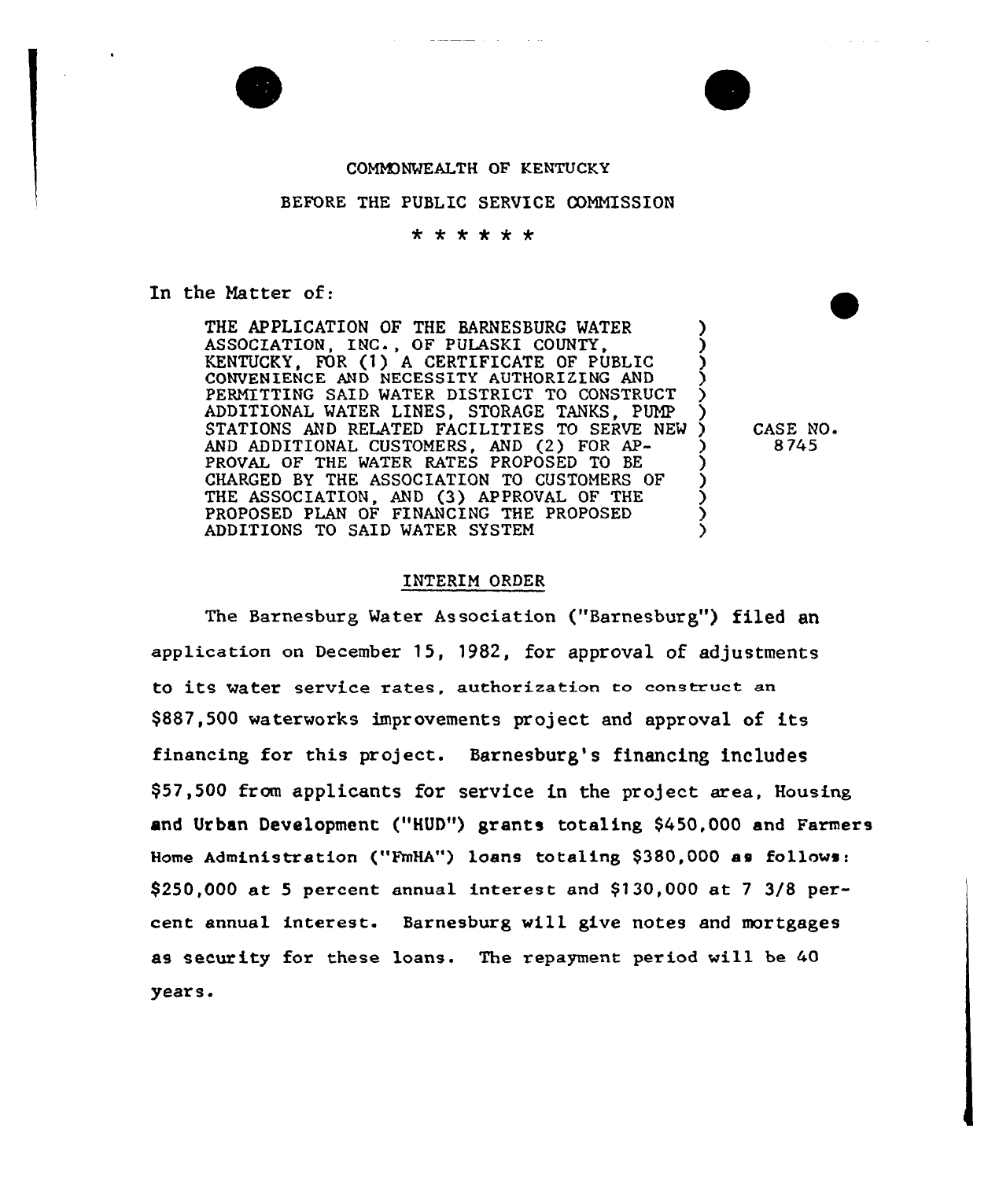COMMONWEALTH OF KENTUCKY

BEFORE THE PUBLIC SERVICE COMMISSION

\* \* \* \* \* \*

In the Matter of:

THE APPLICATION OF THE BARNESBURG WATER ASSOCIATION, INC., OF PULASKI COUNTY, KENTUCKY, FOR (1) A CERTIFICATE OF PUBLIC CONVENIENCE AND NECESSITY AUTHORIZING AND PERMITTING SAID WATER DISTRICT TO CONSTRUCT ADDITIONAL WATER LINES, STORAGE TANKS, PUMP STATIONS AND RELATED FACILITIES TO SERVE NEW AND ADDITIONAL CUSTOMERS, AND (2) FOR APPROVAL OF THE WATER RATES PROPOSED TO BE CHARGED BY THE ASSOCIATION TO CUSTOMERS OF THE ASSOCIATION, AND (3) APPROVAL OF THE PROPOSED PLAN OF FINANCING THE PROPOSED ADDITIONS TO SAID WATER SYSTEM

CASE NO. 8745

## INTERIM ORDER

The Barnesburg Water Association ("Barnesburg") filed an application on December 15, 1982, for approval of adjustments to its water service rates, authorization to construct an $887,500 waterworks improvements project and approval of its financing for this project. Barnesburg's financing includes $57,500 from applicants for service in the project area, Housing and Urban Development ("HUD") grants totaling $450,000 and Farmers Home Administration ("FmHA") loans totaling $380,000 as follows: $250,000 at 5 percent annual interest and $130,000 at 7 3/8 percent annual interest. Barnesburg will give notes and mortgages as security for these loans. The repayment period will be 40 years.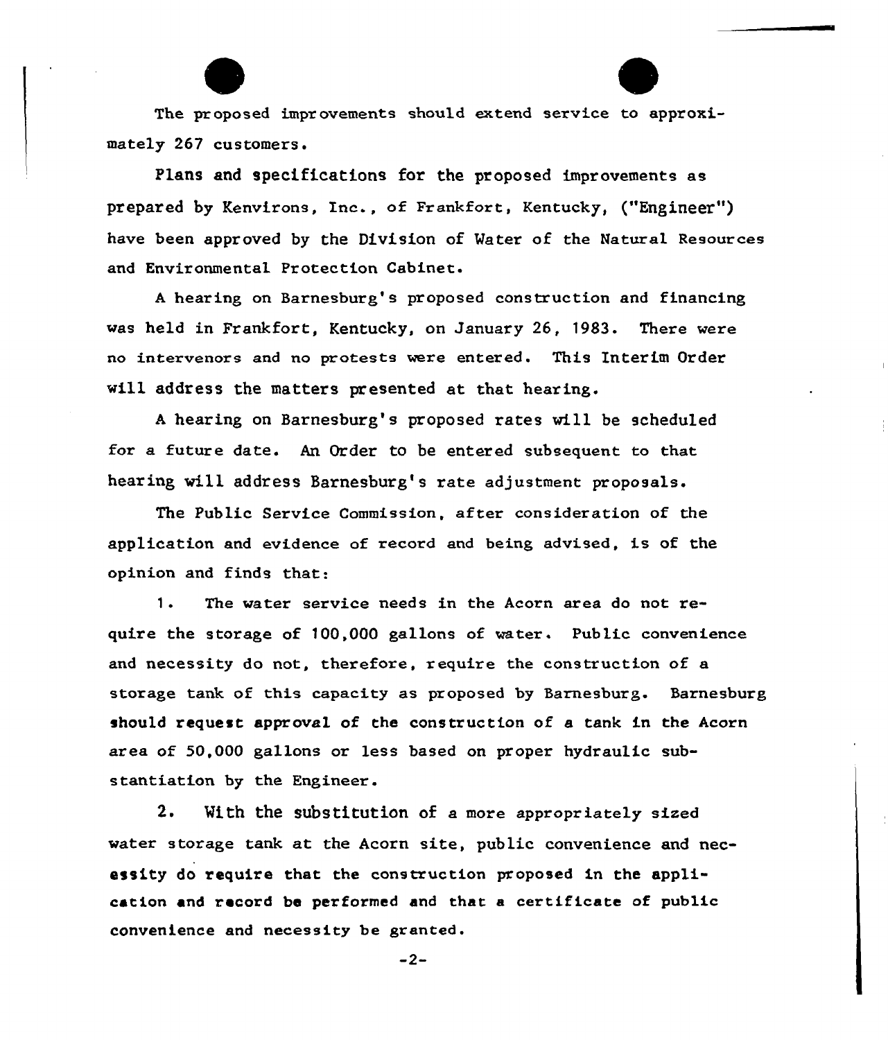The proposed improvements should extend service to approximately 267 customers.

Plans and specifications for the proposed improvements as prepared by Kenvirons, Inc., of Frankfort, Kentucky, ("Engineer") have been approved by the Division of Water of the Natural Resources and Environmental Protection Cabinet.

A hearing on Barnesburg's proposed construction and financing was held in Frankfort, Kentucky, on January 26, 1983. There were no intervenors and no protests were entered. This Interim Order will address the matters presented at that hearing.

A hearing on Barnesburg's proposed rates will be scheduled for a future date. An Order to be entered subsequent to that hearing will address Barnesburg's rate adjustment proposals.

The Public Service Commission, after consideration of the application and evidence of record and being advised, is of the opinion and finds that:

1. The water service needs in the Acorn area do not require the storage of 100,000 gallons of water. Public convenience and necessity do not, therefore, require the construction of a storage tank of this capacity as proposed by Barnesburg. Barnesburg should request approval of the construction of a tank in the Acorn area of 50,000 gallons or less based on proper hydraulic substantiation by the Engineer.

2. With the substitution of a more appropriately sized water storage tank at the Acorn site, public convenience and necessity do require that the construction proposed in the application and record be performed and that a certificate of public convenience and necessity be granted.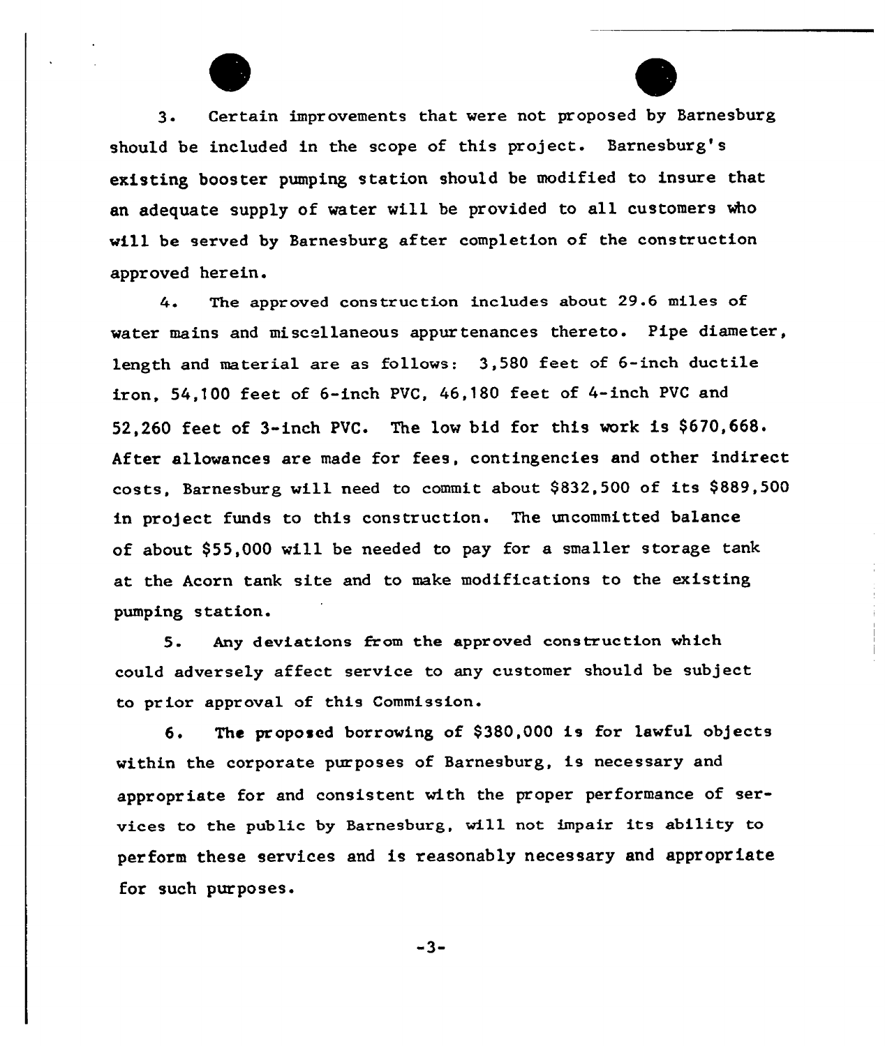3. Certain improvements that were not proposed by Barnesburg should be included in the scope of this project. Barnesburg's existing booster pumping station should be modified to insure that an adequate supply of water will be provided to all customers who will be served by Barnesburg after completion of the construction approved herein.

4. The approved construction includes about 29.6 miles of water mains and miscellaneous appurtenances thereto. Pipe diameter, length and material are as follows: 3,580 feet of 6-inch ductile iron, 54,100 feet of 6-inch PVC, 46,180 feet of 4-inch PVC and 52,260 feet of 3-inch PVC. The low bid for this work is $670,668. After allowances are made for fees, contingencies and other indirect costs, Barnesburg will need to commit about $832,500 of its $889,500 in project funds to this construction. The uncommitted balance of about $55,000 will be needed to pay for a smaller storage tank at the Acorn tank site and to make modifications to the existing pumping station.

5. Any deviations from the approved construction which could adversely affect service to any customer should be subject to prior approval of this Commission.

6. The proposed borrowing of $380,000 is for lawful objects within the corporate purposes of Barnesburg, is necessary and appropriate for and consistent with the proper performance of services to the public by Barnesburg, will not impair its ability to perform these services and is reasonably necessary and appropriate for such purposes.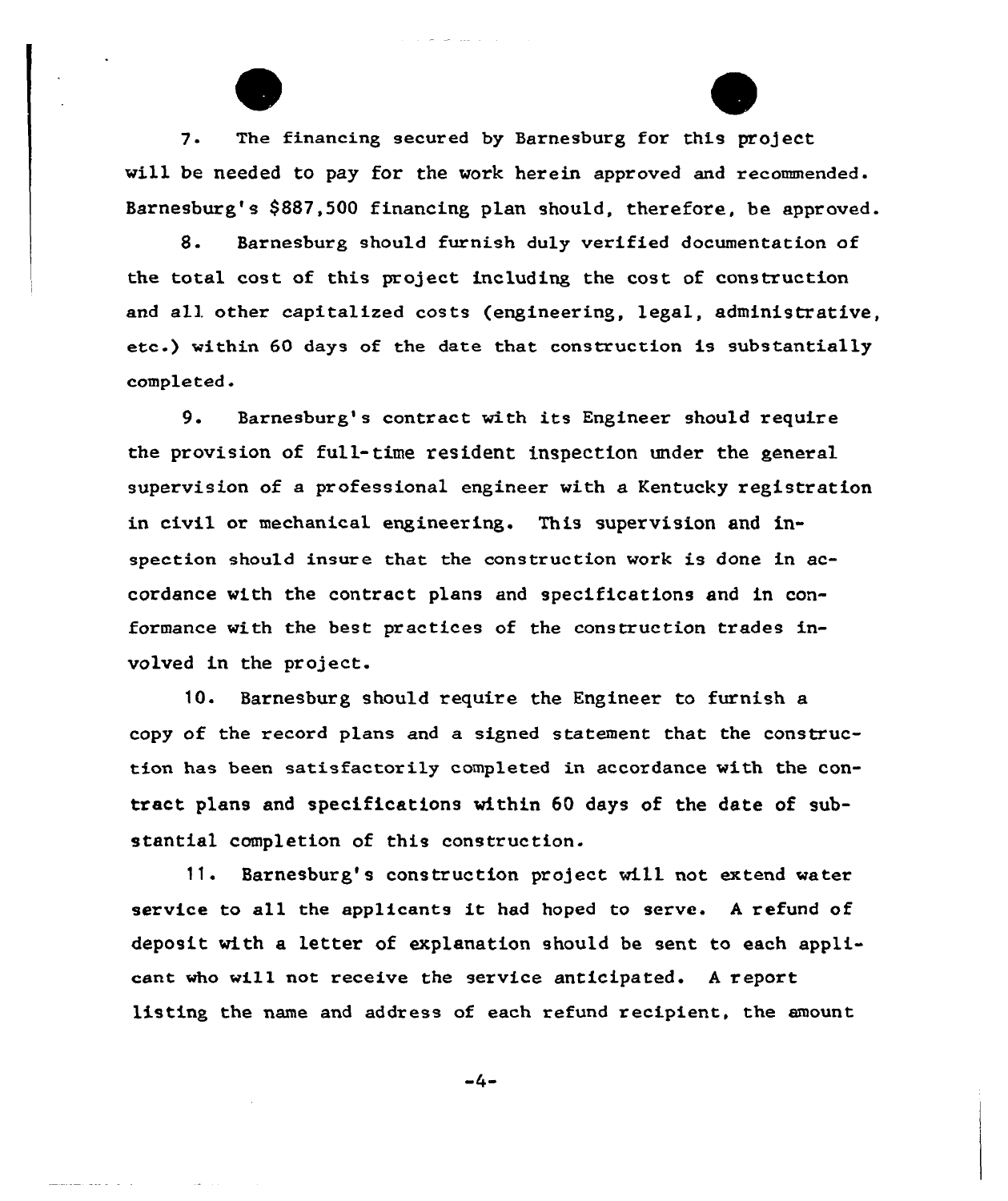7. The financing secured by Barnesburg for this project will be needed to pay for the work herein approved and recommended. Barnesburg's $887,500 financing plan should, therefore, be approved.

8. Barnesburg should furnish duly verified documentation of the total cost of this project including the cost of construction and all other capitalized costs (engineering, legal, administrative, etc.) within 60 days of the date that construction is substantially completed.

9. Barnesburg's contract with its Engineer should require the provision of full-time resident inspection under the general supervision of a professional engineer with a Kentucky registration in civil or mechanical engineering. This supervision and inspection should insure that the construction work is done in accordance with the contract plans and specifications and in conformance with the best practices of the construction trades involved in the project.

10. Barnesburg should require the Engineer to furnish a copy of the record plans and a signed statement that the construction has been satisfactorily completed in accordance with the contract plans and specifications within 60 days of the date of substantial completion of this construction.

11. Barnesburg's construction project will not extend water service to all the applicants it had hoped to serve. A refund of deposit with a letter of explanation should be sent to each applicant who will not receive the service anticipated. A report listing the name and address of each refund recipient, the amount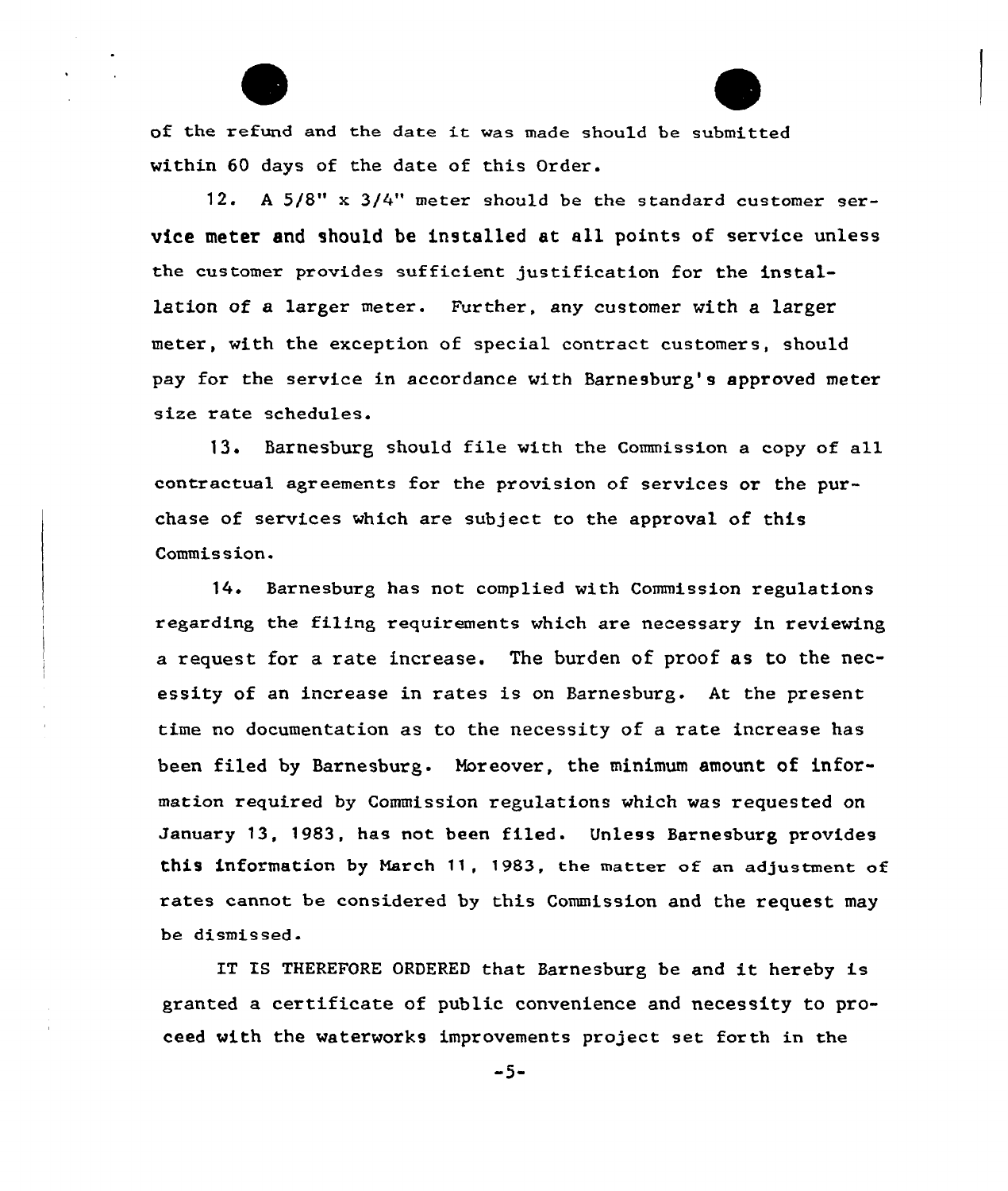of the refund and the date it was made should be submitted within 60 days of the date of this Order.

12. A 5/8" x 3/4" meter should be the standard customer service meter and should be installed at all points of service unless the customer provides sufficient justification for the installation of a larger meter. Further, any customer with a larger meter, with the exception of special contract customers, should pay for the service in accordance with Barnesburg's approved meter size rate schedules.

13. Barnesburg should file with the Commission a copy of all contractual agreements for the provision of services or the purchase of services which are subject to the approval of this Commission.

14. Barnesburg has not complied with Commission regulations regarding the filing requirements which are necessary in reviewing a request for a rate increase. The burden of proof as to the necessity of an increase in rates is on Barnesburg. At the present time no documentation as to the necessity of a rate increase has been filed by Barnesburg. Moreover, the minimum amount of information required by Commission regulations which was requested on January 13, 1983, has not been filed. Unless Barnesburg provides this information by March 11, 1983, the matter of an adjustment of rates cannot be considered by this Commission and the request may be dismissed.

IT IS THEREFORE ORDERED that Barnesburg be and it hereby is granted a certificate of public convenience and necessity to proceed with the waterworks improvements project set forth in the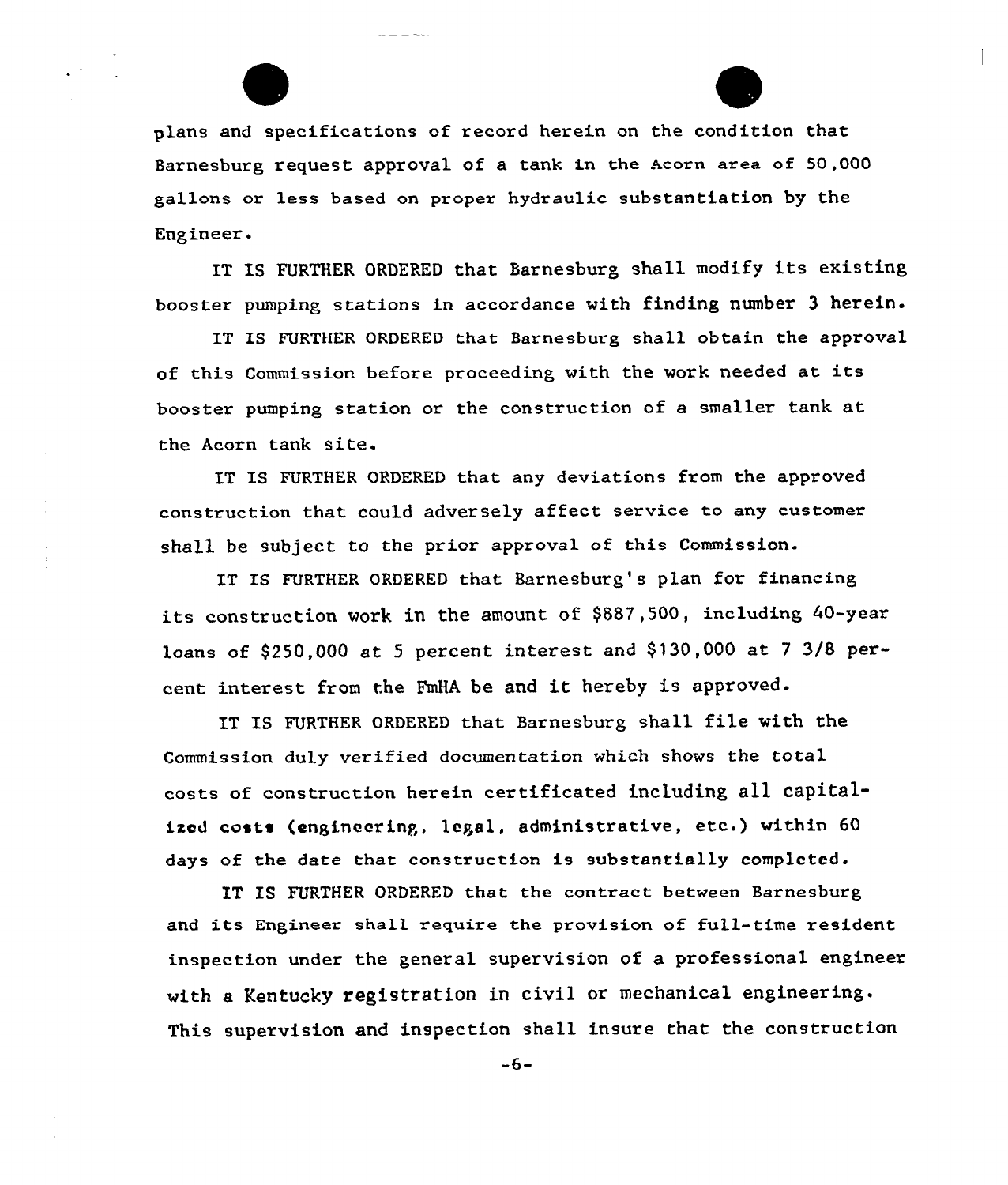plans and specifications of record herein on the condition that Barnesburg request approval of a tank in the Acorn area of 50,000 gallons or less based on proper hydraulic substantiation by the Engineer.

IT IS FURTHER ORDERED that Barnesburg shall modify its existing booster pumping stations in accordance with finding number 3 herein.

IT IS FURTHER ORDERED that Barnesburg shall obtain the approval of this Commission before proceeding with the work needed at its booster pumping station or the construction of a smaller tank at the Acorn tank site.

IT IS FURTHER ORDERED that any deviations from the approved construction that could adversely affect service to any customer shall be subject to the prior approval of this Commission.

IT IS FURTHER ORDERED that Barnesburg's plan for financing its construction work in the amount of $887,500, including 40-year loans of $250,000 at 5 percent interest and $130,000 at 7 3/8 percent interest from the FmHA be and it hereby is approved.

IT IS FURTHER ORDERED that Barnesburg shall file with the Commission duly verified documentation which shows the total costs of construction herein certificated including all capitalized costs (engineering, legal, administrative, etc.) within 60 days of the date that construction is substantially completed.

IT IS FURTHER ORDERED that the contract between Barnesburg and its Engineer shall require the provision of full-time resident inspection under the general supervision of a professional engineer with a Kentucky registration in civil or mechanical engineering. This supervision and inspection shall insure that the construction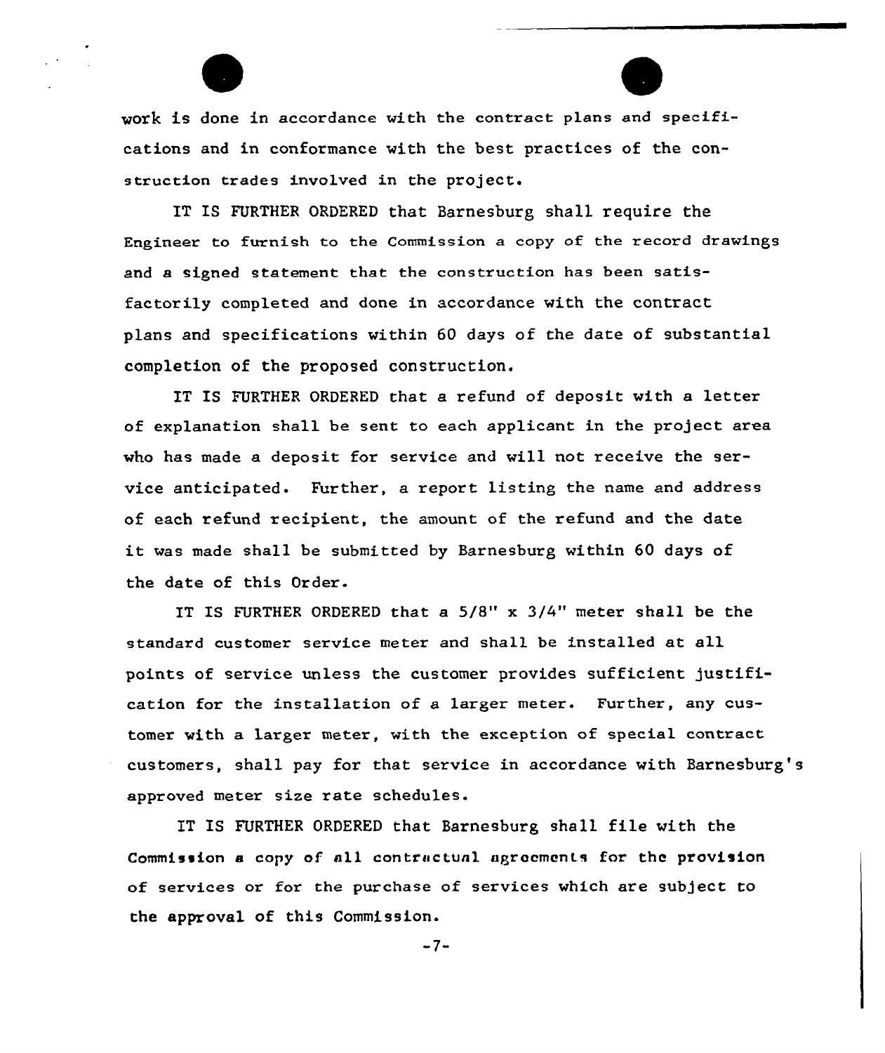work is done in accordance with the contract plans and specifications and in conformance with the best practices of the construction trades involved in the project.

IT IS FURTHER ORDERED that Barnesburg shall require the Engineer to furnish to the Commission a copy of the record drawings and a signed statement that the construction has been satisfactorily completed and done in accordance with the contract plans and specifications within 60 days of the date of substantial completion of the proposed construction.

IT IS FURTHER ORDERED that a refund of deposit with a letter of explanation shall be sent to each applicant in the project area who has made a deposit for service and will not receive the service anticipated. Further, a report listing the name and address of each refund recipient, the amount of the refund and the date it was made shall be submitted by Barnesburg within 60 days of the date of this Order.

IT IS FURTHER ORDERED that a 5/8" x 3/4" meter shall be the standard customer service meter and shall be installed at all points of service unless the customer provides sufficient justification for the installation of a larger meter. Further, any customer with a larger meter, with the exception of special contract customers, shall pay for that service in accordance with Barnesburg's approved meter size rate schedules.

IT IS FURTHER ORDERED that Barnesburg shall file with the Commission a copy of all contractual agreements for the provision of services or for the purchase of services which are subject to the approval of this Commission.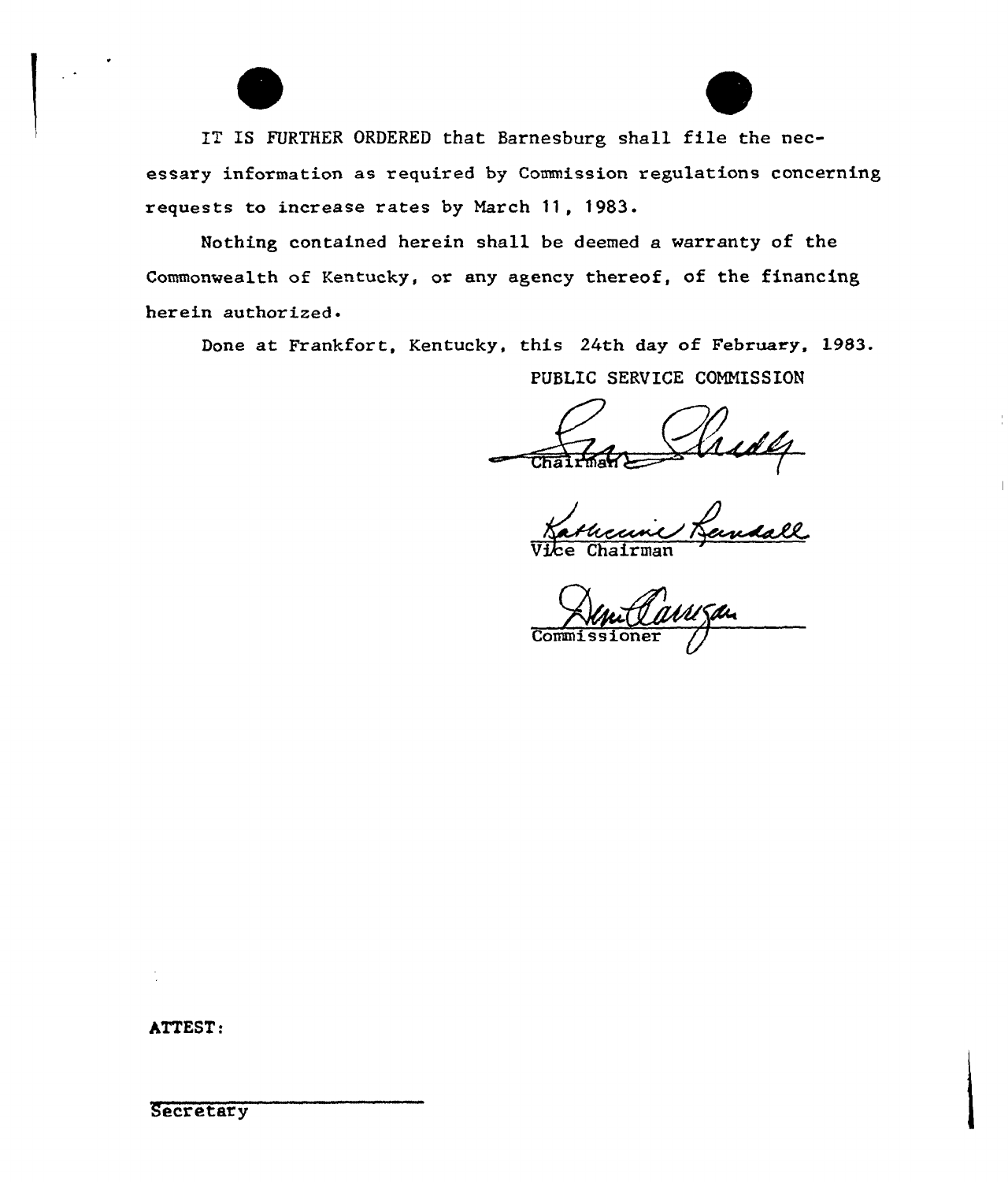IT IS FURTHER ORDERED that Barnesburg shall file the necessary information as required by Commission regulations concerning requests to increase rates by March 11, 1983.

Nothing contained herein shall be deemed a warranty of the Commonwealth of Kentucky, or any agency thereof, of the financing herein authorized.

Done at Frankfort, Kentucky, this 24th day of February, 1983.

PUBLIC SERVICE COMMISSION

Chairman

Vice Chairman

Commissioner

ATTEST:

Secretary